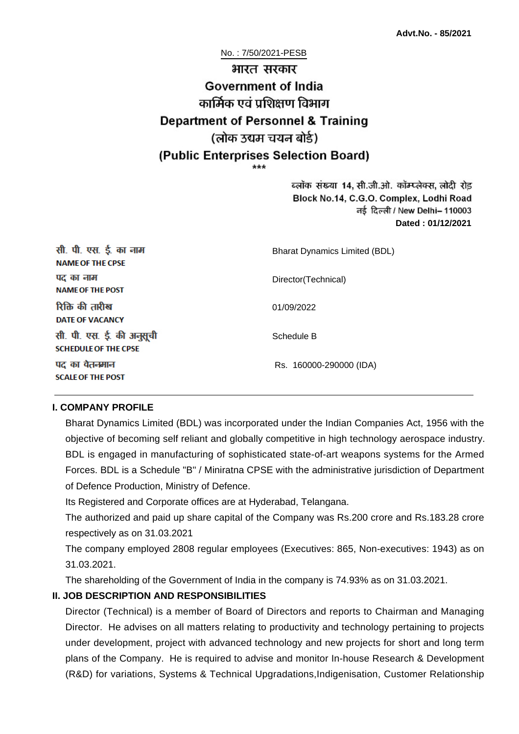**Advt.No. - 85/2021**

No. : 7/50/2021-PESB

# भारत सरकार
# Government of India
## कार्मिक एवं प्रशिक्षण विभाग
## Department of Personnel & Training
## (लोक उद्यम चयन बोर्ड)
## (Public Enterprises Selection Board)

\*\*\*

ब्लॉक संख्या 14, सी.जी.ओ. कॉम्प्लेक्स, लोदी रोड
Block No.14, C.G.O. Complex, Lodhi Road
नई दिल्ली / New Delhi– 110003
**Dated : 01/12/2021**

| | |
|---|---|
| सी. पी. एस. ई. का नाम<br>**NAME OF THE CPSE** | Bharat Dynamics Limited (BDL) |
| पद का नाम<br>**NAME OF THE POST** | Director(Technical) |
| रिक्ति की तारीख<br>**DATE OF VACANCY** | 01/09/2022 |
| सी. पी. एस. ई. की अनुसूची<br>**SCHEDULE OF THE CPSE** | Schedule B |
| पद का वेतनमान<br>**SCALE OF THE POST** | Rs. 160000-290000 (IDA) |

### I. COMPANY PROFILE

Bharat Dynamics Limited (BDL) was incorporated under the Indian Companies Act, 1956 with the objective of becoming self reliant and globally competitive in high technology aerospace industry. BDL is engaged in manufacturing of sophisticated state-of-art weapons systems for the Armed Forces. BDL is a Schedule "B" / Miniratna CPSE with the administrative jurisdiction of Department of Defence Production, Ministry of Defence.

Its Registered and Corporate offices are at Hyderabad, Telangana.

The authorized and paid up share capital of the Company was Rs.200 crore and Rs.183.28 crore respectively as on 31.03.2021

The company employed 2808 regular employees (Executives: 865, Non-executives: 1943) as on 31.03.2021.

The shareholding of the Government of India in the company is 74.93% as on 31.03.2021.

### II. JOB DESCRIPTION AND RESPONSIBILITIES

Director (Technical) is a member of Board of Directors and reports to Chairman and Managing Director. He advises on all matters relating to productivity and technology pertaining to projects under development, project with advanced technology and new projects for short and long term plans of the Company. He is required to advise and monitor In-house Research & Development (R&D) for variations, Systems & Technical Upgradations,Indigenisation, Customer Relationship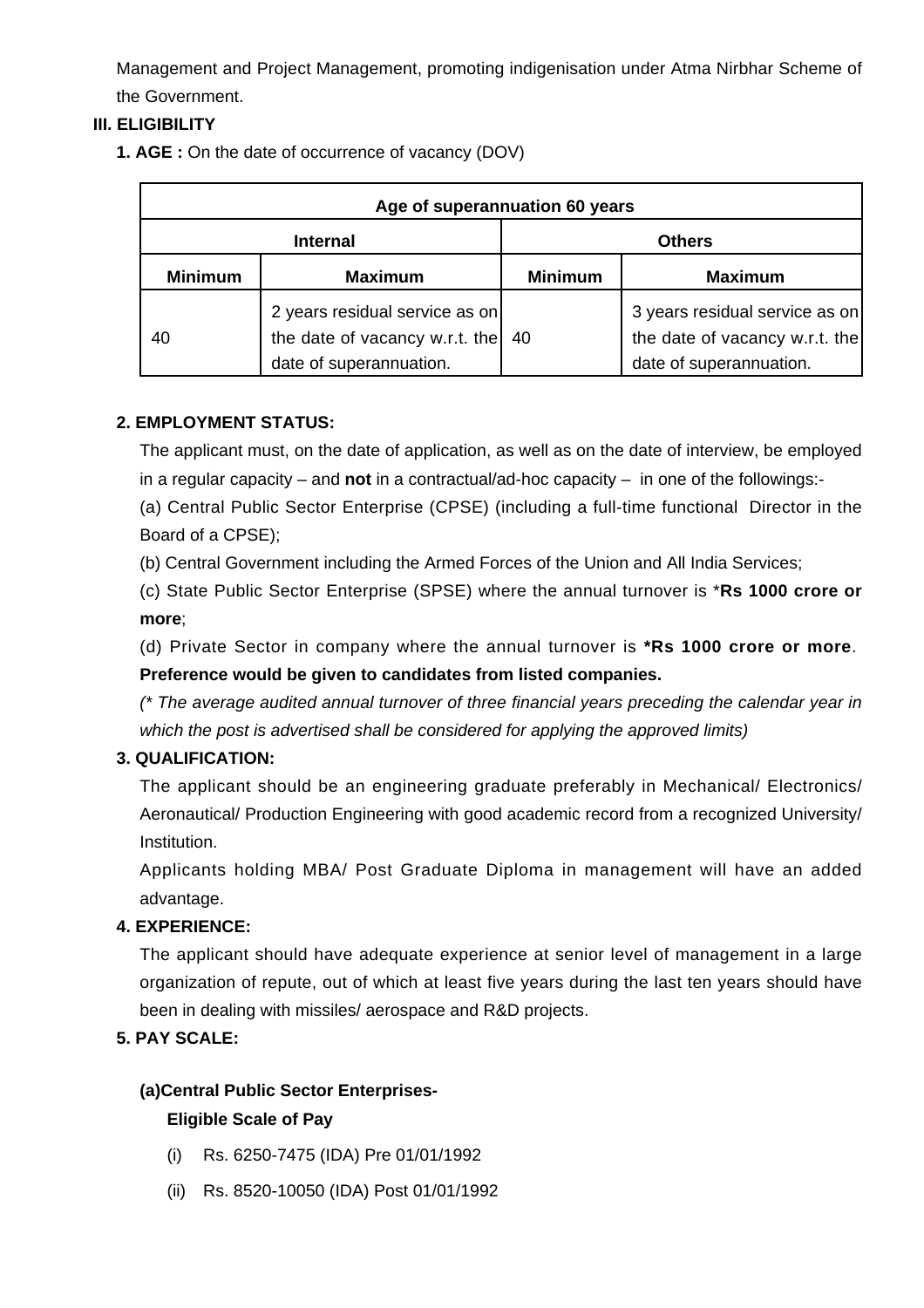Management and Project Management, promoting indigenisation under Atma Nirbhar Scheme of the Government.

## III. ELIGIBILITY

**1. AGE :** On the date of occurrence of vacancy (DOV)

| Age of superannuation 60 years | | | |
|---|---|---|---|
| **Internal** | | **Others** | |
| **Minimum** | **Maximum** | **Minimum** | **Maximum** |
| 40 | 2 years residual service as on the date of vacancy w.r.t. the date of superannuation. | 40 | 3 years residual service as on the date of vacancy w.r.t. the date of superannuation. |

**2. EMPLOYMENT STATUS:**

The applicant must, on the date of application, as well as on the date of interview, be employed in a regular capacity – and **not** in a contractual/ad-hoc capacity – in one of the followings:-

(a) Central Public Sector Enterprise (CPSE) (including a full-time functional Director in the Board of a CPSE);

(b) Central Government including the Armed Forces of the Union and All India Services;

(c) State Public Sector Enterprise (SPSE) where the annual turnover is ***Rs 1000 crore or more**;

(d) Private Sector in company where the annual turnover is ***Rs 1000 crore or more**. **Preference would be given to candidates from listed companies.**

*(* The average audited annual turnover of three financial years preceding the calendar year in which the post is advertised shall be considered for applying the approved limits)*

**3. QUALIFICATION:**

The applicant should be an engineering graduate preferably in Mechanical/ Electronics/ Aeronautical/ Production Engineering with good academic record from a recognized University/ Institution.

Applicants holding MBA/ Post Graduate Diploma in management will have an added advantage.

**4. EXPERIENCE:**

The applicant should have adequate experience at senior level of management in a large organization of repute, out of which at least five years during the last ten years should have been in dealing with missiles/ aerospace and R&D projects.

**5. PAY SCALE:**

**(a)Central Public Sector Enterprises-**

**Eligible Scale of Pay**

(i) Rs. 6250-7475 (IDA) Pre 01/01/1992

(ii) Rs. 8520-10050 (IDA) Post 01/01/1992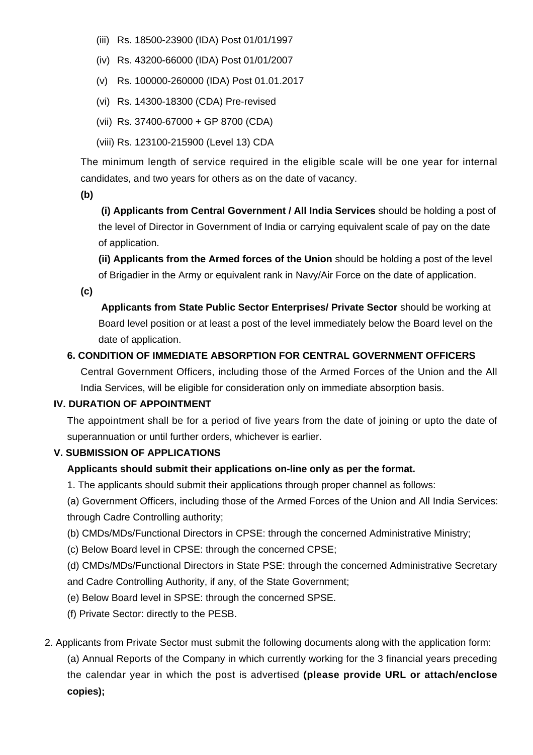(iii) Rs. 18500-23900 (IDA) Post 01/01/1997

(iv) Rs. 43200-66000 (IDA) Post 01/01/2007

(v) Rs. 100000-260000 (IDA) Post 01.01.2017

(vi) Rs. 14300-18300 (CDA) Pre-revised

(vii) Rs. 37400-67000 + GP 8700 (CDA)

(viii) Rs. 123100-215900 (Level 13) CDA

The minimum length of service required in the eligible scale will be one year for internal candidates, and two years for others as on the date of vacancy.

**(b)**

**(i) Applicants from Central Government / All India Services** should be holding a post of the level of Director in Government of India or carrying equivalent scale of pay on the date of application.

**(ii) Applicants from the Armed forces of the Union** should be holding a post of the level of Brigadier in the Army or equivalent rank in Navy/Air Force on the date of application.

**(c)**

**Applicants from State Public Sector Enterprises/ Private Sector** should be working at Board level position or at least a post of the level immediately below the Board level on the date of application.

**6. CONDITION OF IMMEDIATE ABSORPTION FOR CENTRAL GOVERNMENT OFFICERS**

Central Government Officers, including those of the Armed Forces of the Union and the All India Services, will be eligible for consideration only on immediate absorption basis.

## IV. DURATION OF APPOINTMENT

The appointment shall be for a period of five years from the date of joining or upto the date of superannuation or until further orders, whichever is earlier.

## V. SUBMISSION OF APPLICATIONS

**Applicants should submit their applications on-line only as per the format.**

1. The applicants should submit their applications through proper channel as follows:

(a) Government Officers, including those of the Armed Forces of the Union and All India Services: through Cadre Controlling authority;

(b) CMDs/MDs/Functional Directors in CPSE: through the concerned Administrative Ministry;

(c) Below Board level in CPSE: through the concerned CPSE;

(d) CMDs/MDs/Functional Directors in State PSE: through the concerned Administrative Secretary and Cadre Controlling Authority, if any, of the State Government;

(e) Below Board level in SPSE: through the concerned SPSE.

(f) Private Sector: directly to the PESB.

2. Applicants from Private Sector must submit the following documents along with the application form:

(a) Annual Reports of the Company in which currently working for the 3 financial years preceding the calendar year in which the post is advertised **(please provide URL or attach/enclose copies);**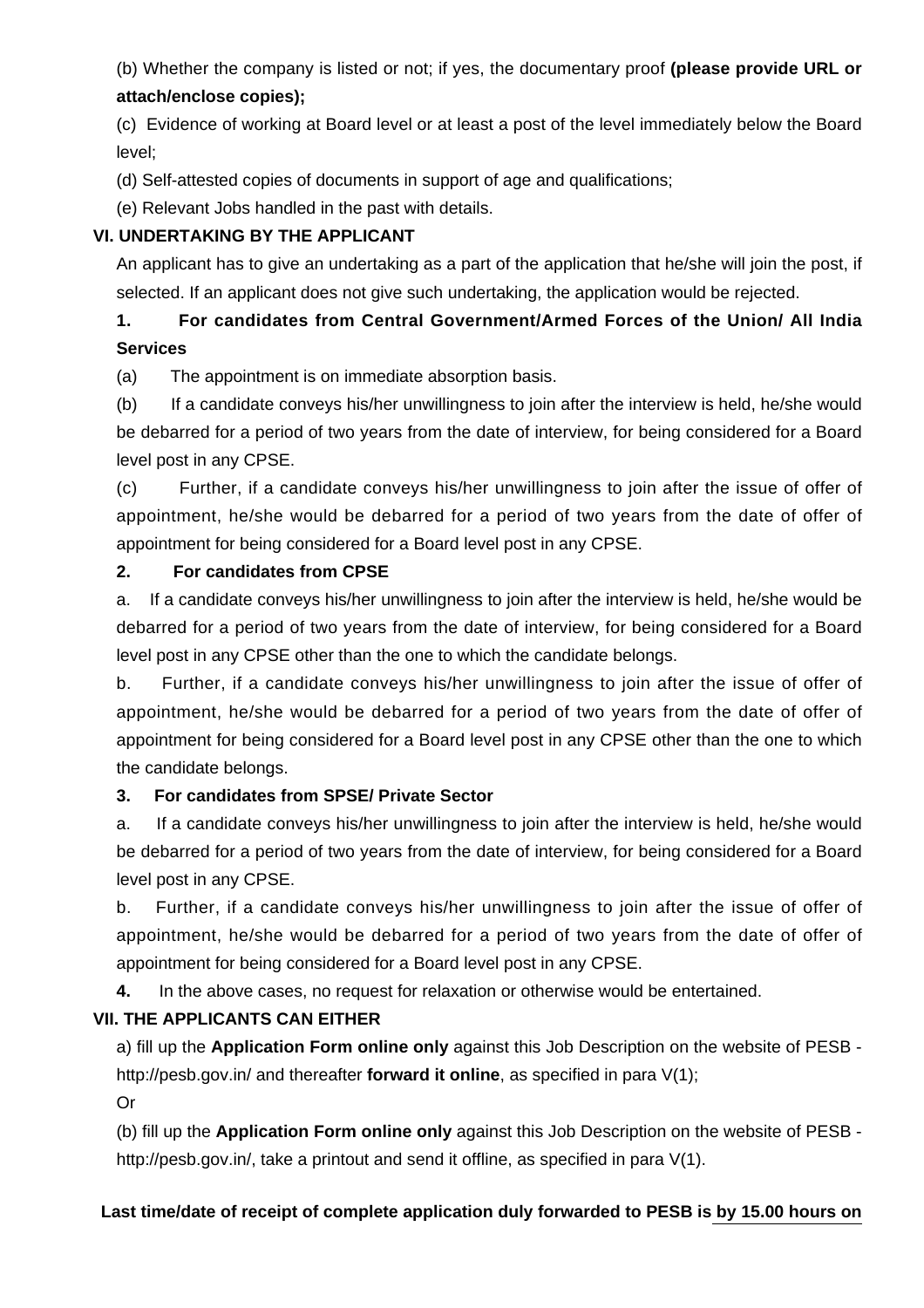(b) Whether the company is listed or not; if yes, the documentary proof **(please provide URL or attach/enclose copies);**

(c) Evidence of working at Board level or at least a post of the level immediately below the Board level;

(d) Self-attested copies of documents in support of age and qualifications;

(e) Relevant Jobs handled in the past with details.

## VI. UNDERTAKING BY THE APPLICANT

An applicant has to give an undertaking as a part of the application that he/she will join the post, if selected. If an applicant does not give such undertaking, the application would be rejected.

**1. For candidates from Central Government/Armed Forces of the Union/ All India Services**

(a) The appointment is on immediate absorption basis.

(b) If a candidate conveys his/her unwillingness to join after the interview is held, he/she would be debarred for a period of two years from the date of interview, for being considered for a Board level post in any CPSE.

(c) Further, if a candidate conveys his/her unwillingness to join after the issue of offer of appointment, he/she would be debarred for a period of two years from the date of offer of appointment for being considered for a Board level post in any CPSE.

**2. For candidates from CPSE**

a. If a candidate conveys his/her unwillingness to join after the interview is held, he/she would be debarred for a period of two years from the date of interview, for being considered for a Board level post in any CPSE other than the one to which the candidate belongs.

b. Further, if a candidate conveys his/her unwillingness to join after the issue of offer of appointment, he/she would be debarred for a period of two years from the date of offer of appointment for being considered for a Board level post in any CPSE other than the one to which the candidate belongs.

**3. For candidates from SPSE/ Private Sector**

a. If a candidate conveys his/her unwillingness to join after the interview is held, he/she would be debarred for a period of two years from the date of interview, for being considered for a Board level post in any CPSE.

b. Further, if a candidate conveys his/her unwillingness to join after the issue of offer of appointment, he/she would be debarred for a period of two years from the date of offer of appointment for being considered for a Board level post in any CPSE.

**4.** In the above cases, no request for relaxation or otherwise would be entertained.

## VII. THE APPLICANTS CAN EITHER

a) fill up the **Application Form online only** against this Job Description on the website of PESB - http://pesb.gov.in/ and thereafter **forward it online**, as specified in para V(1);

Or

(b) fill up the **Application Form online only** against this Job Description on the website of PESB - http://pesb.gov.in/, take a printout and send it offline, as specified in para V(1).

**Last time/date of receipt of complete application duly forwarded to PESB is by 15.00 hours on**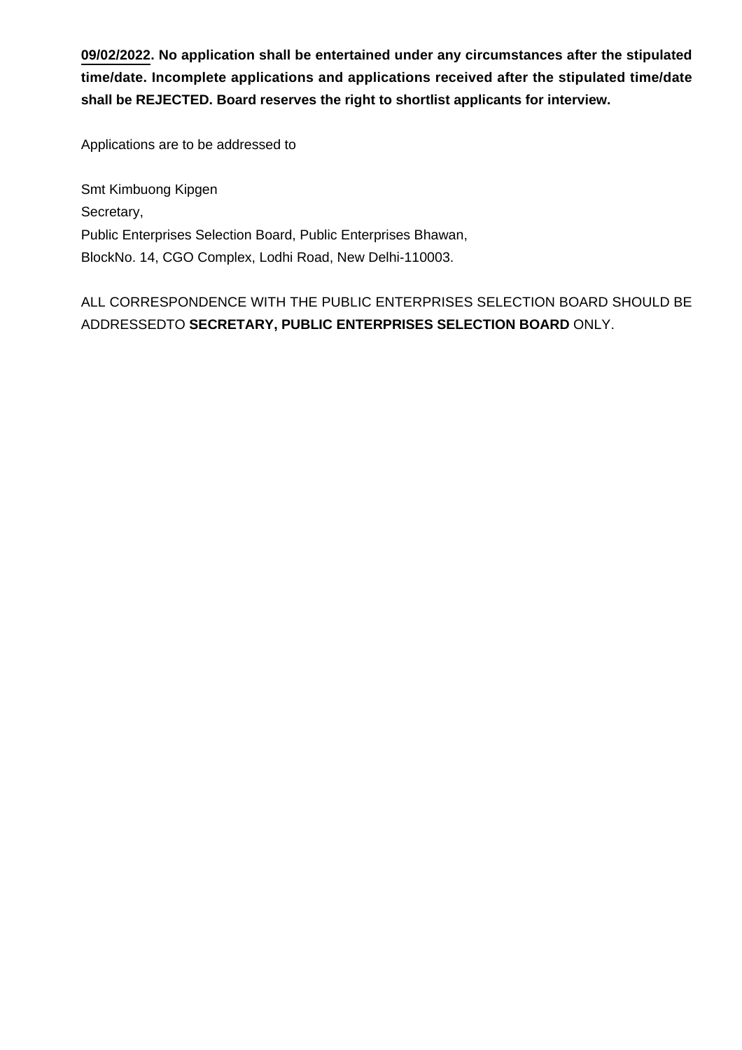**09/02/2022. No application shall be entertained under any circumstances after the stipulated time/date. Incomplete applications and applications received after the stipulated time/date shall be REJECTED. Board reserves the right to shortlist applicants for interview.**

Applications are to be addressed to

Smt Kimbuong Kipgen
Secretary,
Public Enterprises Selection Board, Public Enterprises Bhawan,
BlockNo. 14, CGO Complex, Lodhi Road, New Delhi-110003.

ALL CORRESPONDENCE WITH THE PUBLIC ENTERPRISES SELECTION BOARD SHOULD BE ADDRESSEDTO **SECRETARY, PUBLIC ENTERPRISES SELECTION BOARD** ONLY.